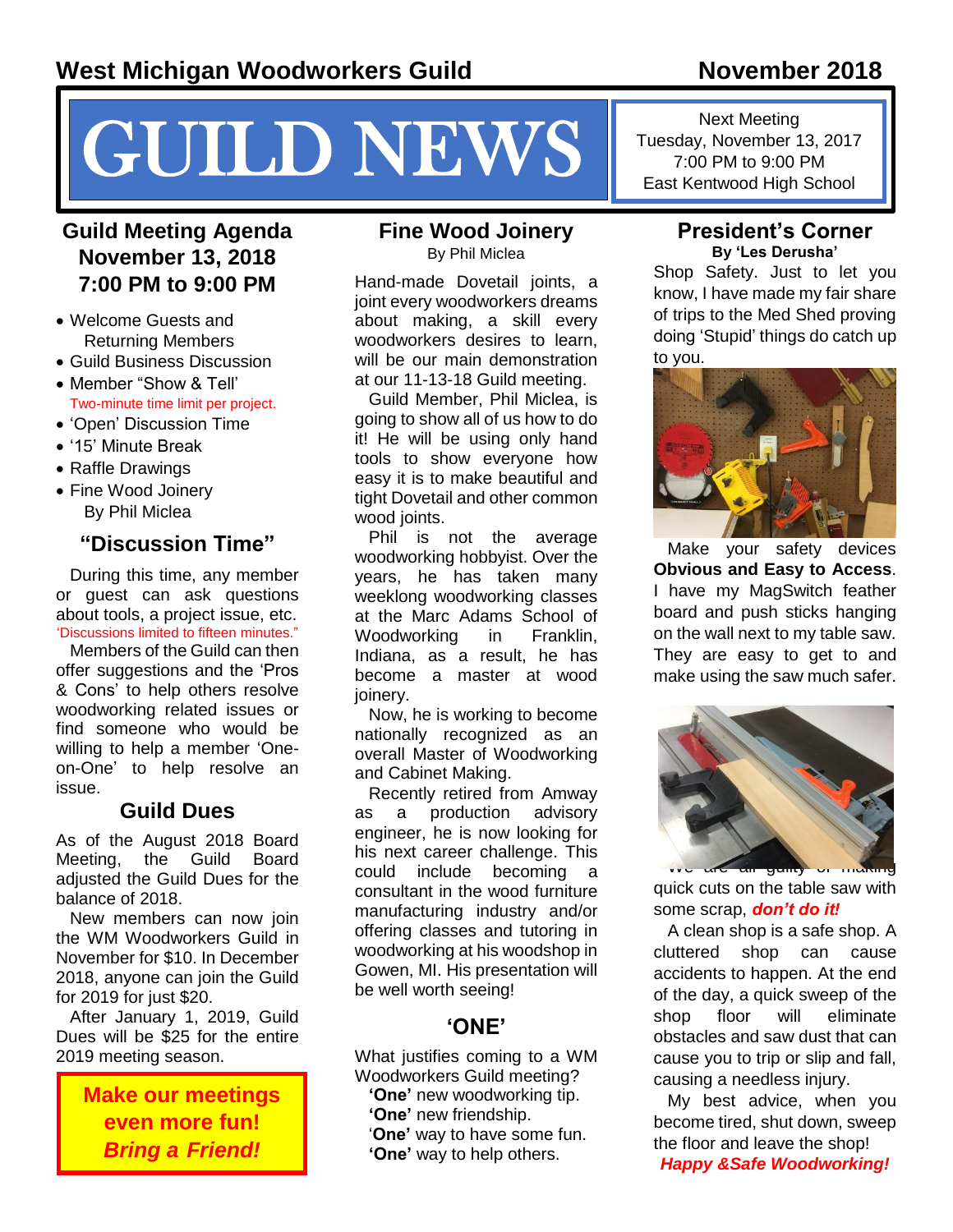# West Michigan Woodworkers Guild

**November 2018**

# GUILD NEWS

Next Meeting
Tuesday, November 13, 2017
7:00 PM to 9:00 PM
East Kentwood High School

## Guild Meeting Agenda
## November 13, 2018
## 7:00 PM to 9:00 PM

- Welcome Guests and Returning Members
- Guild Business Discussion
- Member "Show & Tell'
  Two-minute time limit per project.
- 'Open' Discussion Time
- '15' Minute Break
- Raffle Drawings
- Fine Wood Joinery
  By Phil Miclea

## "Discussion Time"

During this time, any member or guest can ask questions about tools, a project issue, etc. 'Discussions limited to fifteen minutes."

Members of the Guild can then offer suggestions and the 'Pros & Cons' to help others resolve woodworking related issues or find someone who would be willing to help a member 'One-on-One' to help resolve an issue.

## Guild Dues

As of the August 2018 Board Meeting, the Guild Board adjusted the Guild Dues for the balance of 2018.

New members can now join the WM Woodworkers Guild in November for $10. In December 2018, anyone can join the Guild for 2019 for just $20.

After January 1, 2019, Guild Dues will be $25 for the entire 2019 meeting season.

**Make our meetings even more fun!**
***Bring a Friend!***

## Fine Wood Joinery

By Phil Miclea

Hand-made Dovetail joints, a joint every woodworkers dreams about making, a skill every woodworkers desires to learn, will be our main demonstration at our 11-13-18 Guild meeting.

Guild Member, Phil Miclea, is going to show all of us how to do it! He will be using only hand tools to show everyone how easy it is to make beautiful and tight Dovetail and other common wood joints.

Phil is not the average woodworking hobbyist. Over the years, he has taken many weeklong woodworking classes at the Marc Adams School of Woodworking in Franklin, Indiana, as a result, he has become a master at wood joinery.

Now, he is working to become nationally recognized as an overall Master of Woodworking and Cabinet Making.

Recently retired from Amway as a production advisory engineer, he is now looking for his next career challenge. This could include becoming a consultant in the wood furniture manufacturing industry and/or offering classes and tutoring in woodworking at his woodshop in Gowen, MI. His presentation will be well worth seeing!

## 'ONE'

What justifies coming to a WM Woodworkers Guild meeting?

**'One'** new woodworking tip.
**'One'** new friendship.
**'One'** way to have some fun.
**'One'** way to help others.

## President's Corner

**By 'Les Derusha'**

Shop Safety. Just to let you know, I have made my fair share of trips to the Med Shed proving doing 'Stupid' things do catch up to you.

Make your safety devices **Obvious and Easy to Access**. I have my MagSwitch feather board and push sticks hanging on the wall next to my table saw. They are easy to get to and make using the saw much safer.

We are all guilty of making quick cuts on the table saw with some scrap, ***don't do it!***

A clean shop is a safe shop. A cluttered shop can cause accidents to happen. At the end of the day, a quick sweep of the shop floor will eliminate obstacles and saw dust that can cause you to trip or slip and fall, causing a needless injury.

My best advice, when you become tired, shut down, sweep the floor and leave the shop!

***Happy &Safe Woodworking!***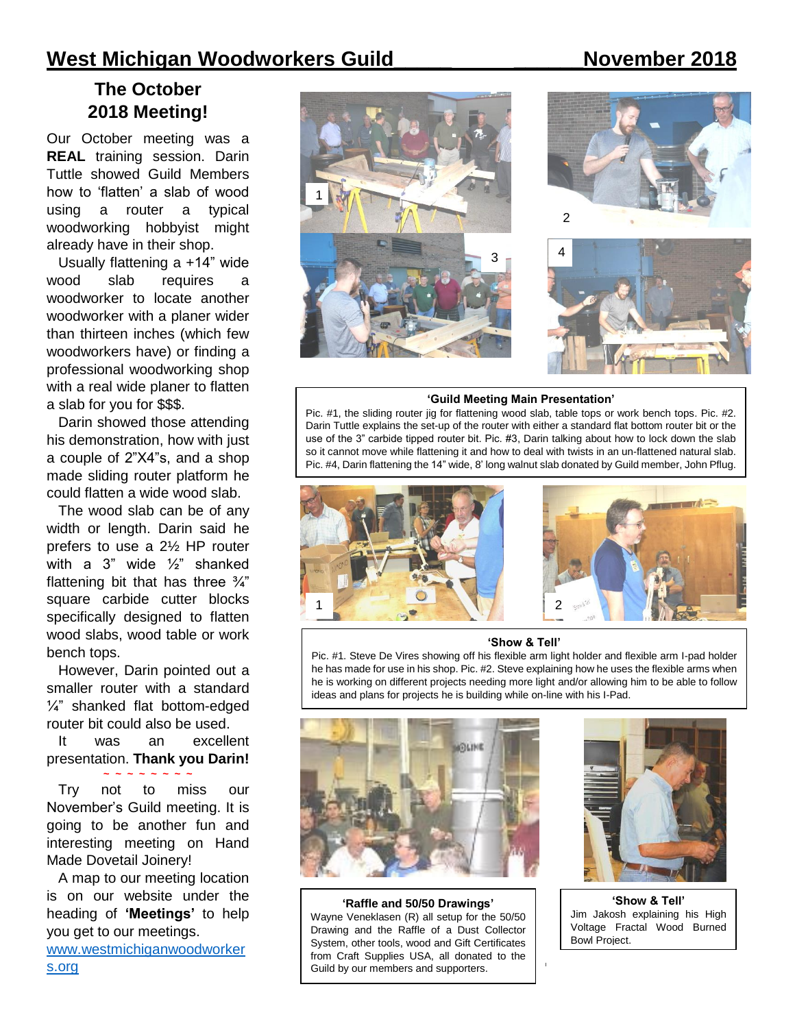# West Michigan Woodworkers Guild November 2018

## The October 2018 Meeting!

Our October meeting was a **REAL** training session. Darin Tuttle showed Guild Members how to 'flatten' a slab of wood using a router a typical woodworking hobbyist might already have in their shop.

Usually flattening a +14" wide wood slab requires a woodworker to locate another woodworker with a planer wider than thirteen inches (which few woodworkers have) or finding a professional woodworking shop with a real wide planer to flatten a slab for you for $$$.

Darin showed those attending his demonstration, how with just a couple of 2"X4"s, and a shop made sliding router platform he could flatten a wide wood slab.

The wood slab can be of any width or length. Darin said he prefers to use a 2½ HP router with a 3" wide ½" shanked flattening bit that has three ¾" square carbide cutter blocks specifically designed to flatten wood slabs, wood table or work bench tops.

However, Darin pointed out a smaller router with a standard ¼" shanked flat bottom-edged router bit could also be used.

It was an excellent presentation. **Thank you Darin!**

~ ~ ~ ~ ~ ~ ~ ~ ~

Try not to miss our November's Guild meeting. It is going to be another fun and interesting meeting on Hand Made Dovetail Joinery!

A map to our meeting location is on our website under the heading of **'Meetings'** to help you get to our meetings.

www.westmichiganwoodworkers.org

**'Guild Meeting Main Presentation'**

Pic. #1, the sliding router jig for flattening wood slab, table tops or work bench tops. Pic. #2. Darin Tuttle explains the set-up of the router with either a standard flat bottom router bit or the use of the 3" carbide tipped router bit. Pic. #3, Darin talking about how to lock down the slab so it cannot move while flattening it and how to deal with twists in an un-flattened natural slab. Pic. #4, Darin flattening the 14" wide, 8' long walnut slab donated by Guild member, John Pflug.

**'Show & Tell'**

Pic. #1. Steve De Vires showing off his flexible arm light holder and flexible arm I-pad holder he has made for use in his shop. Pic. #2. Steve explaining how he uses the flexible arms when he is working on different projects needing more light and/or allowing him to be able to follow ideas and plans for projects he is building while on-line with his I-Pad.

**'Raffle and 50/50 Drawings'**

Wayne Veneklasen (R) all setup for the 50/50 Drawing and the Raffle of a Dust Collector System, other tools, wood and Gift Certificates from Craft Supplies USA, all donated to the Guild by our members and supporters.

**'Show & Tell'**

Jim Jakosh explaining his High Voltage Fractal Wood Burned Bowl Project.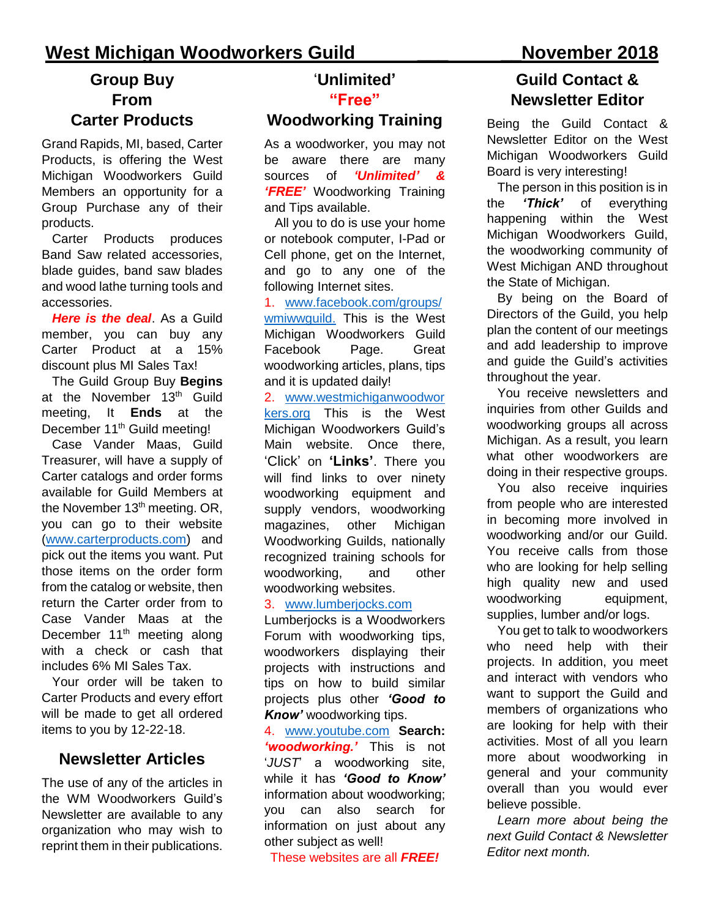# West Michigan Woodworkers Guild — November 2018

## Group Buy From Carter Products

Grand Rapids, MI, based, Carter Products, is offering the West Michigan Woodworkers Guild Members an opportunity for a Group Purchase any of their products.

Carter Products produces Band Saw related accessories, blade guides, band saw blades and wood lathe turning tools and accessories.

***Here is the deal***. As a Guild member, you can buy any Carter Product at a 15% discount plus MI Sales Tax!

The Guild Group Buy **Begins** at the November 13th Guild meeting, It **Ends** at the December 11th Guild meeting!

Case Vander Maas, Guild Treasurer, will have a supply of Carter catalogs and order forms available for Guild Members at the November 13th meeting. OR, you can go to their website (www.carterproducts.com) and pick out the items you want. Put those items on the order form from the catalog or website, then return the Carter order form to Case Vander Maas at the December 11th meeting along with a check or cash that includes 6% MI Sales Tax.

Your order will be taken to Carter Products and every effort will be made to get all ordered items to you by 12-22-18.

## Newsletter Articles

The use of any of the articles in the WM Woodworkers Guild's Newsletter are available to any organization who may wish to reprint them in their publications.

## 'Unlimited' "Free" Woodworking Training

As a woodworker, you may not be aware there are many sources of ***'Unlimited' & 'FREE'*** Woodworking Training and Tips available.

All you to do is use your home or notebook computer, I-Pad or Cell phone, get on the Internet, and go to any one of the following Internet sites.

1. www.facebook.com/groups/wmiwwguild. This is the West Michigan Woodworkers Guild Facebook Page. Great woodworking articles, plans, tips and it is updated daily!
2. www.westmichiganwoodworkers.org This is the West Michigan Woodworkers Guild's Main website. Once there, 'Click' on **'Links'**. There you will find links to over ninety woodworking equipment and supply vendors, woodworking magazines, other Michigan Woodworking Guilds, nationally recognized training schools for woodworking, and other woodworking websites.
3. www.lumberjocks.com Lumberjocks is a Woodworkers Forum with woodworking tips, woodworkers displaying their projects with instructions and tips on how to build similar projects plus other ***'Good to Know'*** woodworking tips.
4. www.youtube.com **Search: *'woodworking.'*** This is not '*JUST*' a woodworking site, while it has ***'Good to Know'*** information about woodworking; you can also search for information on just about any other subject as well!

These websites are all ***FREE!***

## Guild Contact & Newsletter Editor

Being the Guild Contact & Newsletter Editor on the West Michigan Woodworkers Guild Board is very interesting!

The person in this position is in the ***'Thick'*** of everything happening within the West Michigan Woodworkers Guild, the woodworking community of West Michigan AND throughout the State of Michigan.

By being on the Board of Directors of the Guild, you help plan the content of our meetings and add leadership to improve and guide the Guild's activities throughout the year.

You receive newsletters and inquiries from other Guilds and woodworking groups all across Michigan. As a result, you learn what other woodworkers are doing in their respective groups.

You also receive inquiries from people who are interested in becoming more involved in woodworking and/or our Guild. You receive calls from those who are looking for help selling high quality new and used woodworking equipment, supplies, lumber and/or logs.

You get to talk to woodworkers who need help with their projects. In addition, you meet and interact with vendors who want to support the Guild and members of organizations who are looking for help with their activities. Most of all you learn more about woodworking in general and your community overall than you would ever believe possible.

*Learn more about being the next Guild Contact & Newsletter Editor next month.*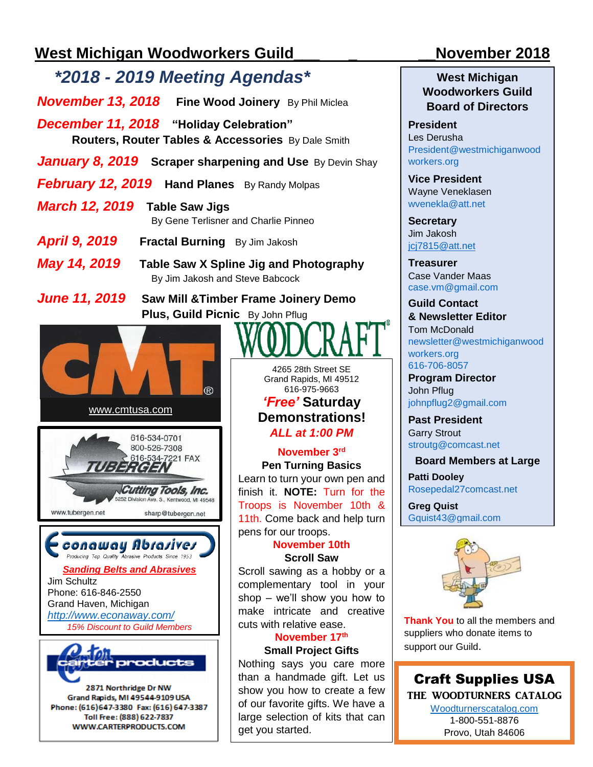# West Michigan Woodworkers Guild — November 2018

## *2018 - 2019 Meeting Agendas*

***November 13, 2018*** **Fine Wood Joinery** By Phil Miclea

***December 11, 2018*** **"Holiday Celebration"**
**Routers, Router Tables & Accessories** By Dale Smith

***January 8, 2019*** **Scraper sharpening and Use** By Devin Shay

***February 12, 2019*** **Hand Planes** By Randy Molpas

***March 12, 2019*** **Table Saw Jigs**
By Gene Terlisner and Charlie Pinneo

***April 9, 2019*** **Fractal Burning** By Jim Jakosh

***May 14, 2019*** **Table Saw X Spline Jig and Photography**
By Jim Jakosh and Steve Babcock

***June 11, 2019*** **Saw Mill &Timber Frame Joinery Demo Plus, Guild Picnic** By John Pflug

---

CMT®
www.cmtusa.com

---

TUBERGEN Cutting Tools, Inc.
616-534-0701
800-526-7308
616-534-7221 FAX
5252 Division Ave. S., Kentwood, MI 49548
www.tubergen.net sharp@tubergen.net

---

Econaway Abrasives
Producing Top Quality Abrasive Products Since 1953

***Sanding Belts and Abrasives***
Jim Schultz
Phone: 616-846-2550
Grand Haven, Michigan
*http://www.econaway.com/*
*15% Discount to Guild Members*

---

carter products
2871 Northridge Dr NW
Grand Rapids, MI 49544-9109 USA
Phone: (616)647-3380 Fax: (616) 647-3387
Toll Free: (888) 622-7837
WWW.CARTERPRODUCTS.COM

---

WOODCRAFT®

4265 28th Street SE
Grand Rapids, MI 49512
616-975-9663

***'Free'* Saturday Demonstrations!**
***ALL at 1:00 PM***

**November 3rd**
**Pen Turning Basics**
Learn to turn your own pen and finish it. **NOTE:** Turn for the Troops is November 10th & 11th. Come back and help turn pens for our troops.

**November 10th**
**Scroll Saw**
Scroll sawing as a hobby or a complementary tool in your shop – we'll show you how to make intricate and creative cuts with relative ease.

**November 17th**
**Small Project Gifts**
Nothing says you care more than a handmade gift. Let us show you how to create a few of our favorite gifts. We have a large selection of kits that can get you started.

---

### West Michigan Woodworkers Guild Board of Directors

**President**
Les Derusha
President@westmichiganwoodworkers.org

**Vice President**
Wayne Veneklasen
wvenekla@att.net

**Secretary**
Jim Jakosh
jcj7815@att.net

**Treasurer**
Case Vander Maas
case.vm@gmail.com

**Guild Contact & Newsletter Editor**
Tom McDonald
newsletter@westmichiganwoodworkers.org
616-706-8057

**Program Director**
John Pflug
johnpflug2@gmail.com

**Past President**
Garry Strout
stroutg@comcast.net

**Board Members at Large**

**Patti Dooley**
Rosepedal27comcast.net

**Greg Quist**
Gquist43@gmail.com

**Thank You** to all the members and suppliers who donate items to support our Guild.

---

**Craft Supplies USA**
**THE WOODTURNERS CATALOG**
Woodturnerscatalog.com
1-800-551-8876
Provo, Utah 84606